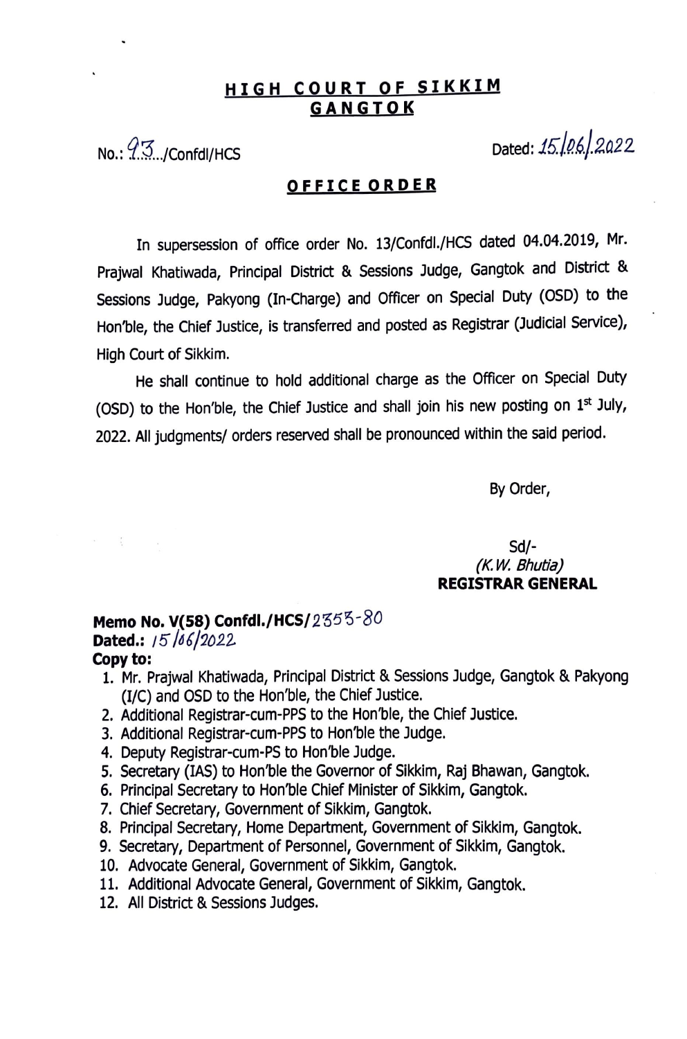# HIGH COURT OF SIKKIM
## GANGTOK

No.: 93/Confdl/HCS

Dated: 15/06/2022

### OFFICE ORDER

In supersession of office order No. 13/Confdl./HCS dated 04.04.2019, Mr. Prajwal Khatiwada, Principal District & Sessions Judge, Gangtok and District & Sessions Judge, Pakyong (In-Charge) and Officer on Special Duty (OSD) to the Hon'ble, the Chief Justice, is transferred and posted as Registrar (Judicial Service), High Court of Sikkim.

He shall continue to hold additional charge as the Officer on Special Duty (OSD) to the Hon'ble, the Chief Justice and shall join his new posting on 1st July, 2022. All judgments/ orders reserved shall be pronounced within the said period.

By Order,

Sd/-
*(K.W. Bhutia)*
**REGISTRAR GENERAL**

**Memo No. V(58) Confdl./HCS/**2353-80
**Dated.:** 15/06/2022
**Copy to:**

1. Mr. Prajwal Khatiwada, Principal District & Sessions Judge, Gangtok & Pakyong (I/C) and OSD to the Hon'ble, the Chief Justice.
2. Additional Registrar-cum-PPS to the Hon'ble, the Chief Justice.
3. Additional Registrar-cum-PPS to Hon'ble the Judge.
4. Deputy Registrar-cum-PS to Hon'ble Judge.
5. Secretary (IAS) to Hon'ble the Governor of Sikkim, Raj Bhawan, Gangtok.
6. Principal Secretary to Hon'ble Chief Minister of Sikkim, Gangtok.
7. Chief Secretary, Government of Sikkim, Gangtok.
8. Principal Secretary, Home Department, Government of Sikkim, Gangtok.
9. Secretary, Department of Personnel, Government of Sikkim, Gangtok.
10. Advocate General, Government of Sikkim, Gangtok.
11. Additional Advocate General, Government of Sikkim, Gangtok.
12. All District & Sessions Judges.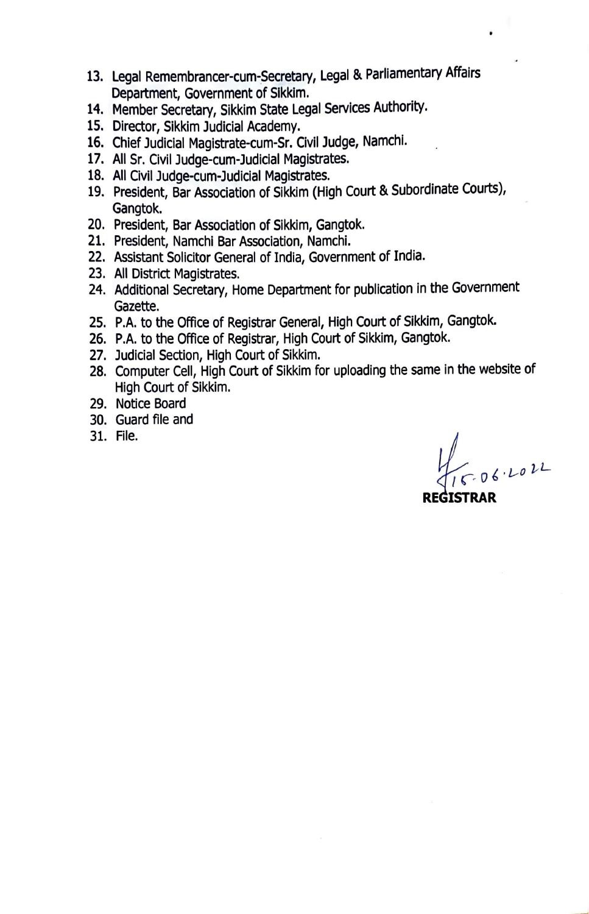13. Legal Remembrancer-cum-Secretary, Legal & Parliamentary Affairs Department, Government of Sikkim.
14. Member Secretary, Sikkim State Legal Services Authority.
15. Director, Sikkim Judicial Academy.
16. Chief Judicial Magistrate-cum-Sr. Civil Judge, Namchi.
17. All Sr. Civil Judge-cum-Judicial Magistrates.
18. All Civil Judge-cum-Judicial Magistrates.
19. President, Bar Association of Sikkim (High Court & Subordinate Courts), Gangtok.
20. President, Bar Association of Sikkim, Gangtok.
21. President, Namchi Bar Association, Namchi.
22. Assistant Solicitor General of India, Government of India.
23. All District Magistrates.
24. Additional Secretary, Home Department for publication in the Government Gazette.
25. P.A. to the Office of Registrar General, High Court of Sikkim, Gangtok.
26. P.A. to the Office of Registrar, High Court of Sikkim, Gangtok.
27. Judicial Section, High Court of Sikkim.
28. Computer Cell, High Court of Sikkim for uploading the same in the website of High Court of Sikkim.
29. Notice Board
30. Guard file and
31. File.

15-06-2022

**REGISTRAR**